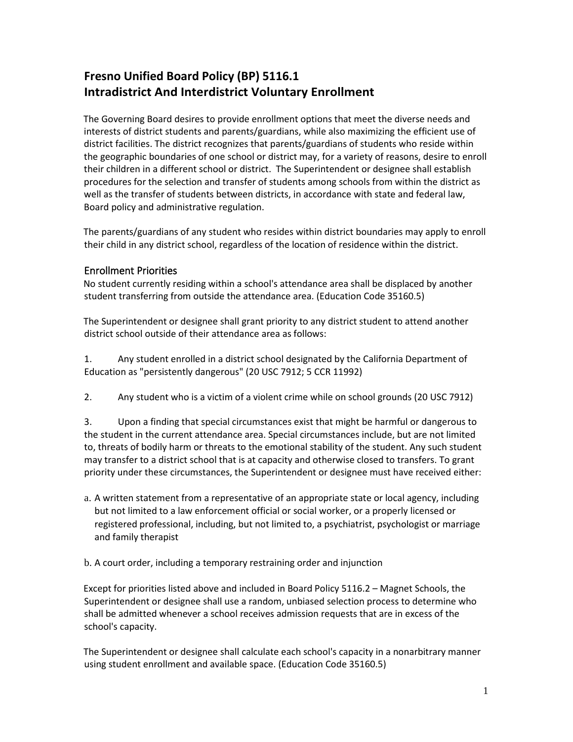# Fresno Unified Board Policy (BP) 5116.1
# Intradistrict And Interdistrict Voluntary Enrollment

The Governing Board desires to provide enrollment options that meet the diverse needs and interests of district students and parents/guardians, while also maximizing the efficient use of district facilities. The district recognizes that parents/guardians of students who reside within the geographic boundaries of one school or district may, for a variety of reasons, desire to enroll their children in a different school or district. The Superintendent or designee shall establish procedures for the selection and transfer of students among schools from within the district as well as the transfer of students between districts, in accordance with state and federal law, Board policy and administrative regulation.

The parents/guardians of any student who resides within district boundaries may apply to enroll their child in any district school, regardless of the location of residence within the district.

## Enrollment Priorities

No student currently residing within a school's attendance area shall be displaced by another student transferring from outside the attendance area. (Education Code 35160.5)

The Superintendent or designee shall grant priority to any district student to attend another district school outside of their attendance area as follows:

1. Any student enrolled in a district school designated by the California Department of Education as "persistently dangerous" (20 USC 7912; 5 CCR 11992)

2. Any student who is a victim of a violent crime while on school grounds (20 USC 7912)

3. Upon a finding that special circumstances exist that might be harmful or dangerous to the student in the current attendance area. Special circumstances include, but are not limited to, threats of bodily harm or threats to the emotional stability of the student. Any such student may transfer to a district school that is at capacity and otherwise closed to transfers. To grant priority under these circumstances, the Superintendent or designee must have received either:

   a. A written statement from a representative of an appropriate state or local agency, including but not limited to a law enforcement official or social worker, or a properly licensed or registered professional, including, but not limited to, a psychiatrist, psychologist or marriage and family therapist

   b. A court order, including a temporary restraining order and injunction

Except for priorities listed above and included in Board Policy 5116.2 – Magnet Schools, the Superintendent or designee shall use a random, unbiased selection process to determine who shall be admitted whenever a school receives admission requests that are in excess of the school's capacity.

The Superintendent or designee shall calculate each school's capacity in a nonarbitrary manner using student enrollment and available space. (Education Code 35160.5)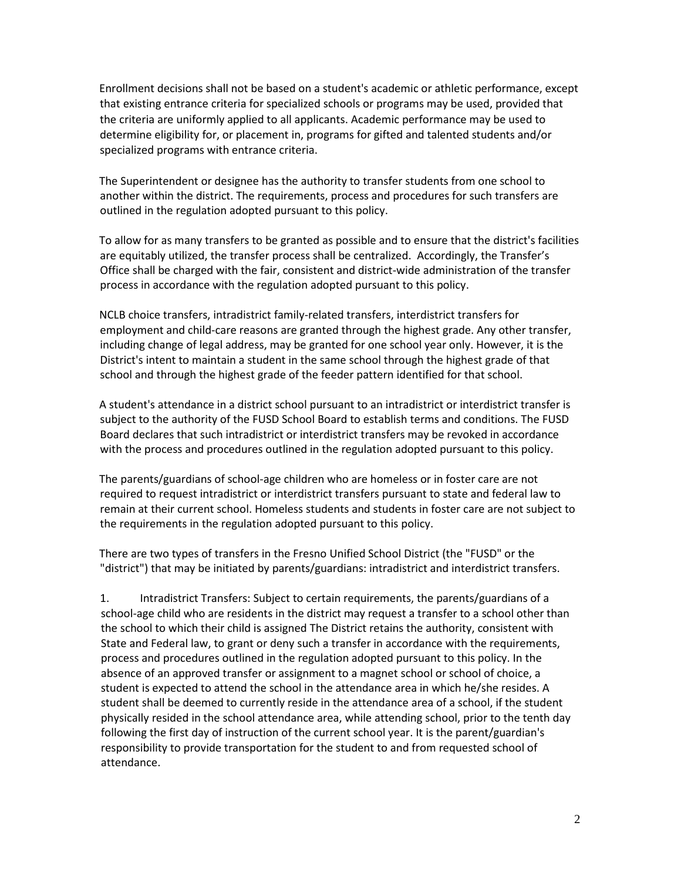Enrollment decisions shall not be based on a student's academic or athletic performance, except that existing entrance criteria for specialized schools or programs may be used, provided that the criteria are uniformly applied to all applicants. Academic performance may be used to determine eligibility for, or placement in, programs for gifted and talented students and/or specialized programs with entrance criteria.

The Superintendent or designee has the authority to transfer students from one school to another within the district. The requirements, process and procedures for such transfers are outlined in the regulation adopted pursuant to this policy.

To allow for as many transfers to be granted as possible and to ensure that the district's facilities are equitably utilized, the transfer process shall be centralized. Accordingly, the Transfer's Office shall be charged with the fair, consistent and district-wide administration of the transfer process in accordance with the regulation adopted pursuant to this policy.

NCLB choice transfers, intradistrict family-related transfers, interdistrict transfers for employment and child-care reasons are granted through the highest grade. Any other transfer, including change of legal address, may be granted for one school year only. However, it is the District's intent to maintain a student in the same school through the highest grade of that school and through the highest grade of the feeder pattern identified for that school.

A student's attendance in a district school pursuant to an intradistrict or interdistrict transfer is subject to the authority of the FUSD School Board to establish terms and conditions. The FUSD Board declares that such intradistrict or interdistrict transfers may be revoked in accordance with the process and procedures outlined in the regulation adopted pursuant to this policy.

The parents/guardians of school-age children who are homeless or in foster care are not required to request intradistrict or interdistrict transfers pursuant to state and federal law to remain at their current school. Homeless students and students in foster care are not subject to the requirements in the regulation adopted pursuant to this policy.

There are two types of transfers in the Fresno Unified School District (the "FUSD" or the "district") that may be initiated by parents/guardians: intradistrict and interdistrict transfers.

1. Intradistrict Transfers: Subject to certain requirements, the parents/guardians of a school-age child who are residents in the district may request a transfer to a school other than the school to which their child is assigned The District retains the authority, consistent with State and Federal law, to grant or deny such a transfer in accordance with the requirements, process and procedures outlined in the regulation adopted pursuant to this policy. In the absence of an approved transfer or assignment to a magnet school or school of choice, a student is expected to attend the school in the attendance area in which he/she resides. A student shall be deemed to currently reside in the attendance area of a school, if the student physically resided in the school attendance area, while attending school, prior to the tenth day following the first day of instruction of the current school year. It is the parent/guardian's responsibility to provide transportation for the student to and from requested school of attendance.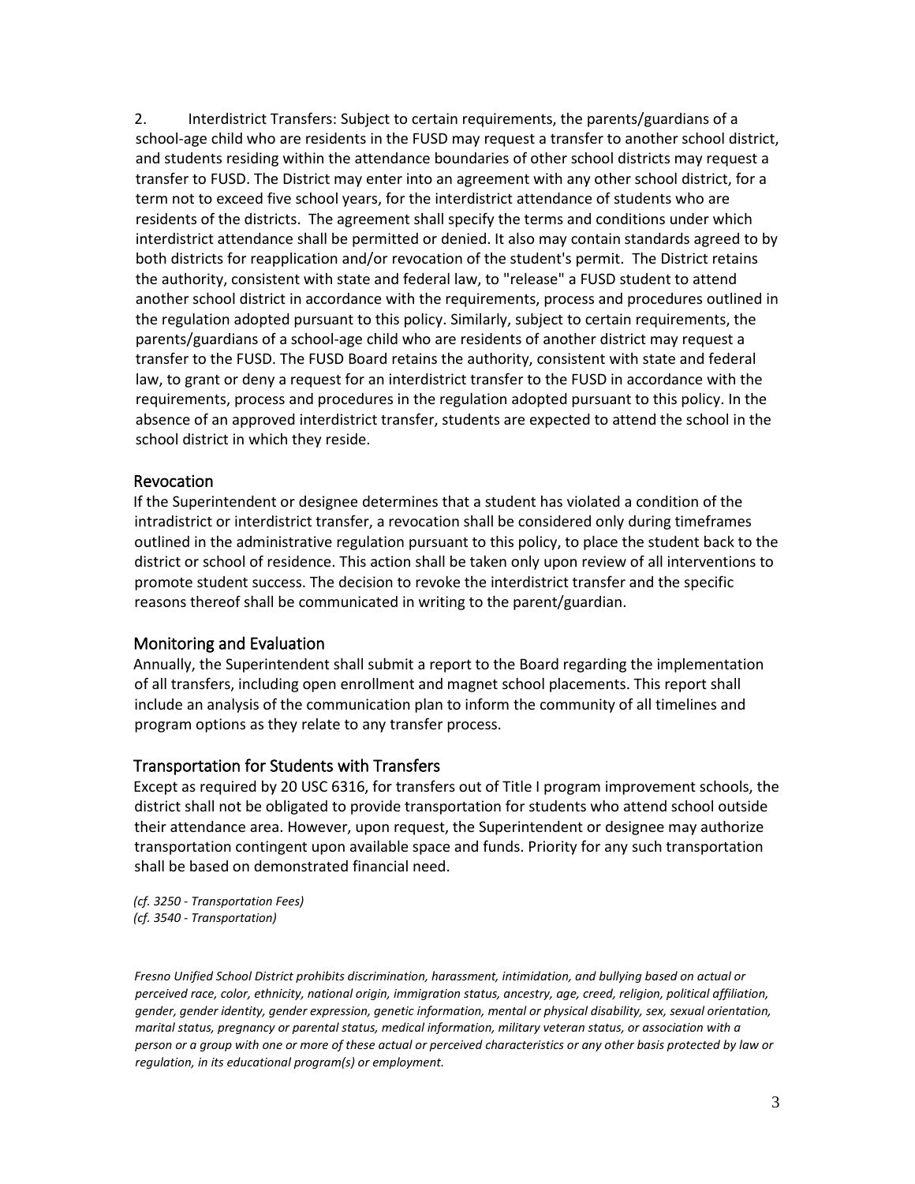2. Interdistrict Transfers: Subject to certain requirements, the parents/guardians of a school-age child who are residents in the FUSD may request a transfer to another school district, and students residing within the attendance boundaries of other school districts may request a transfer to FUSD. The District may enter into an agreement with any other school district, for a term not to exceed five school years, for the interdistrict attendance of students who are residents of the districts. The agreement shall specify the terms and conditions under which interdistrict attendance shall be permitted or denied. It also may contain standards agreed to by both districts for reapplication and/or revocation of the student's permit. The District retains the authority, consistent with state and federal law, to "release" a FUSD student to attend another school district in accordance with the requirements, process and procedures outlined in the regulation adopted pursuant to this policy. Similarly, subject to certain requirements, the parents/guardians of a school-age child who are residents of another district may request a transfer to the FUSD. The FUSD Board retains the authority, consistent with state and federal law, to grant or deny a request for an interdistrict transfer to the FUSD in accordance with the requirements, process and procedures in the regulation adopted pursuant to this policy. In the absence of an approved interdistrict transfer, students are expected to attend the school in the school district in which they reside.

## Revocation

If the Superintendent or designee determines that a student has violated a condition of the intradistrict or interdistrict transfer, a revocation shall be considered only during timeframes outlined in the administrative regulation pursuant to this policy, to place the student back to the district or school of residence. This action shall be taken only upon review of all interventions to promote student success. The decision to revoke the interdistrict transfer and the specific reasons thereof shall be communicated in writing to the parent/guardian.

## Monitoring and Evaluation

Annually, the Superintendent shall submit a report to the Board regarding the implementation of all transfers, including open enrollment and magnet school placements. This report shall include an analysis of the communication plan to inform the community of all timelines and program options as they relate to any transfer process.

## Transportation for Students with Transfers

Except as required by 20 USC 6316, for transfers out of Title I program improvement schools, the district shall not be obligated to provide transportation for students who attend school outside their attendance area. However, upon request, the Superintendent or designee may authorize transportation contingent upon available space and funds. Priority for any such transportation shall be based on demonstrated financial need.

*(cf. 3250 - Transportation Fees)*
*(cf. 3540 - Transportation)*

*Fresno Unified School District prohibits discrimination, harassment, intimidation, and bullying based on actual or perceived race, color, ethnicity, national origin, immigration status, ancestry, age, creed, religion, political affiliation, gender, gender identity, gender expression, genetic information, mental or physical disability, sex, sexual orientation, marital status, pregnancy or parental status, medical information, military veteran status, or association with a person or a group with one or more of these actual or perceived characteristics or any other basis protected by law or regulation, in its educational program(s) or employment.*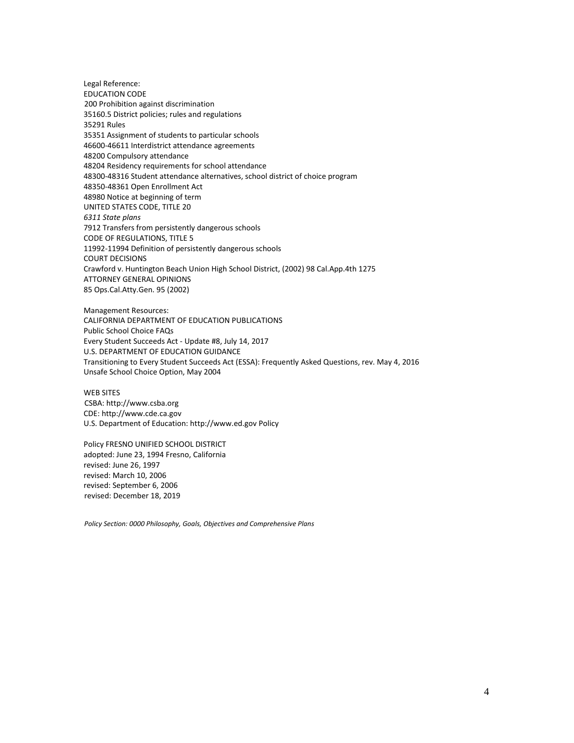Legal Reference:

EDUCATION CODE

200 Prohibition against discrimination

35160.5 District policies; rules and regulations

35291 Rules

35351 Assignment of students to particular schools

46600-46611 Interdistrict attendance agreements

48200 Compulsory attendance

48204 Residency requirements for school attendance

48300-48316 Student attendance alternatives, school district of choice program

48350-48361 Open Enrollment Act

48980 Notice at beginning of term

UNITED STATES CODE, TITLE 20

*6311 State plans*

7912 Transfers from persistently dangerous schools

CODE OF REGULATIONS, TITLE 5

11992-11994 Definition of persistently dangerous schools

COURT DECISIONS

Crawford v. Huntington Beach Union High School District, (2002) 98 Cal.App.4th 1275

ATTORNEY GENERAL OPINIONS

85 Ops.Cal.Atty.Gen. 95 (2002)

Management Resources:

CALIFORNIA DEPARTMENT OF EDUCATION PUBLICATIONS

Public School Choice FAQs

Every Student Succeeds Act - Update #8, July 14, 2017

U.S. DEPARTMENT OF EDUCATION GUIDANCE

Transitioning to Every Student Succeeds Act (ESSA): Frequently Asked Questions, rev. May 4, 2016

Unsafe School Choice Option, May 2004

WEB SITES

CSBA: http://www.csba.org

CDE: http://www.cde.ca.gov

U.S. Department of Education: http://www.ed.gov Policy

Policy FRESNO UNIFIED SCHOOL DISTRICT

adopted: June 23, 1994 Fresno, California

revised: June 26, 1997

revised: March 10, 2006

revised: September 6, 2006

revised: December 18, 2019

*Policy Section: 0000 Philosophy, Goals, Objectives and Comprehensive Plans*